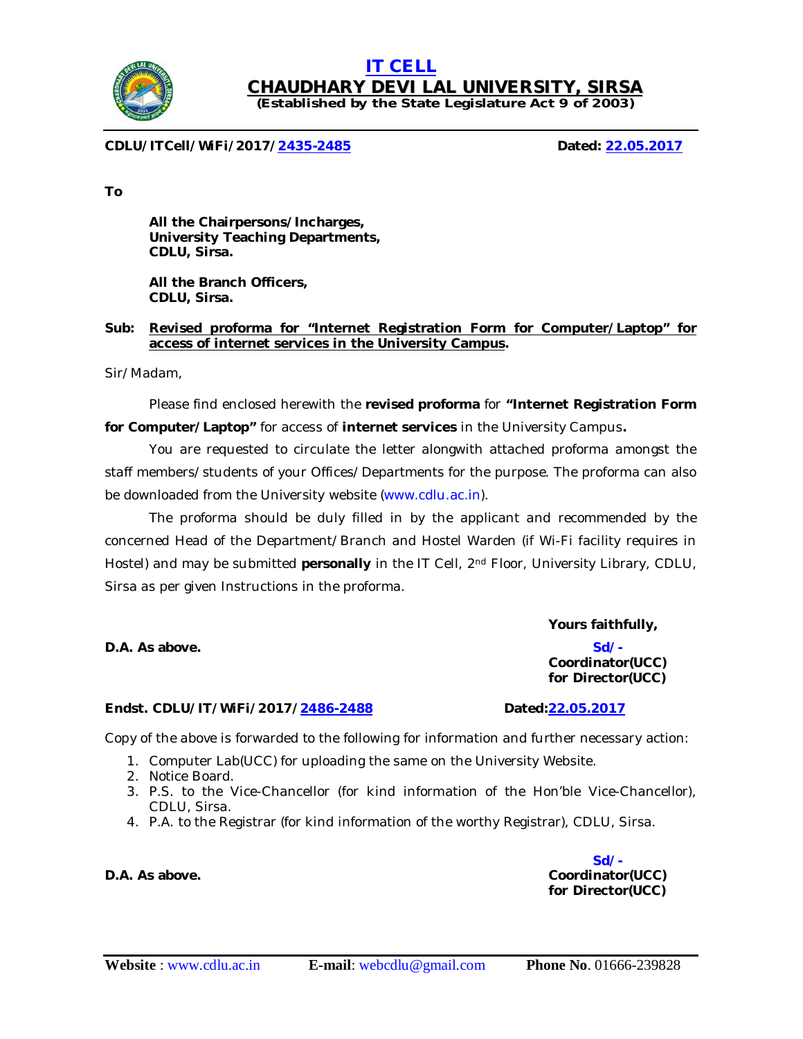# IT CELL

## CHAUDHARY DEVI LAL UNIVERSITY, SIRSA

**(Established by the State Legislature Act 9 of 2003)**

---

**CDLU/ITCell/WiFi/2017/2435-2485** **Dated: 22.05.2017**

**To**

> **All the Chairpersons/Incharges,**
> **University Teaching Departments,**
> **CDLU, Sirsa.**
>
> **All the Branch Officers,**
> **CDLU, Sirsa.**

**Sub: Revised proforma for "Internet Registration Form for Computer/Laptop" for access of internet services in the University Campus.**

Sir/Madam,

Please find enclosed herewith the **revised proforma** for **"Internet Registration Form for Computer/Laptop"** for access of **internet services** in the University Campus**.**

You are requested to circulate the letter alongwith attached proforma amongst the staff members/students of your Offices/Departments for the purpose. The proforma can also be downloaded from the University website (www.cdlu.ac.in).

The proforma should be duly filled in by the applicant and recommended by the concerned Head of the Department/Branch and Hostel Warden (if Wi-Fi facility requires in Hostel) and may be submitted **personally** in the IT Cell, 2nd Floor, University Library, CDLU, Sirsa as per given Instructions in the proforma.

**Yours faithfully,**

**D.A. As above.**

**Sd/-**
**Coordinator(UCC)**
**for Director(UCC)**

**Endst. CDLU/IT/WiFi/2017/2486-2488** **Dated:22.05.2017**

Copy of the above is forwarded to the following for information and further necessary action:

1. Computer Lab(UCC) for uploading the same on the University Website.
2. Notice Board.
3. P.S. to the Vice-Chancellor (for kind information of the Hon'ble Vice-Chancellor), CDLU, Sirsa.
4. P.A. to the Registrar (for kind information of the worthy Registrar), CDLU, Sirsa.

**D.A. As above.**

**Sd/-**
**Coordinator(UCC)**
**for Director(UCC)**

---

**Website** : www.cdlu.ac.in **E-mail**: webcdlu@gmail.com **Phone No**. 01666-239828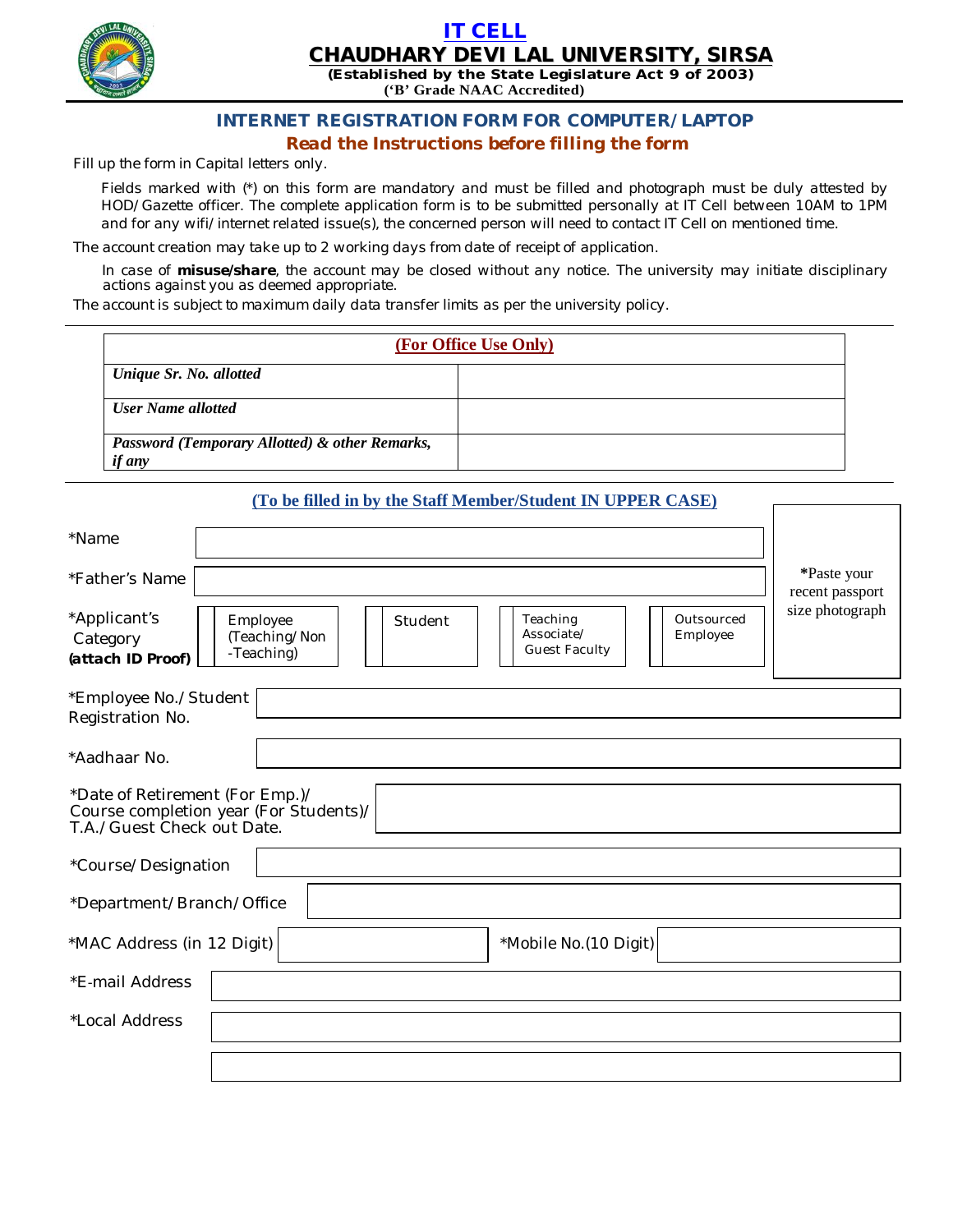# IT CELL

## CHAUDHARY DEVI LAL UNIVERSITY, SIRSA

**(Established by the State Legislature Act 9 of 2003)**

**('B' Grade NAAC Accredited)**

## INTERNET REGISTRATION FORM FOR COMPUTER/LAPTOP

### Read the Instructions before filling the form

Fill up the form in Capital letters only.

Fields marked with (*) on this form are mandatory and must be filled and photograph must be duly attested by HOD/Gazette officer. The complete application form is to be submitted personally at IT Cell between 10AM to 1PM and for any wifi/internet related issue(s), the concerned person will need to contact IT Cell on mentioned time.

The account creation may take up to 2 working days from date of receipt of application.

In case of **misuse/share**, the account may be closed without any notice. The university may initiate disciplinary actions against you as deemed appropriate.

The account is subject to maximum daily data transfer limits as per the university policy.

| (For Office Use Only) | |
|---|---|
| *Unique Sr. No. allotted* | |
| *User Name allotted* | |
| *Password (Temporary Allotted) & other Remarks, if any* | |

**(To be filled in by the Staff Member/Student IN UPPER CASE)**

**\*Paste your recent passport size photograph**

| | |
|---|---|
| *Name | |
| *Father's Name | |
| *Applicant's Category **(attach ID Proof)** | ☐ Employee (Teaching/Non-Teaching) ☐ Student ☐ Teaching Associate/ Guest Faculty ☐ Outsourced Employee |
| *Employee No./Student Registration No. | |
| *Aadhaar No. | |
| *Date of Retirement (For Emp.)/ Course completion year (For Students)/ T.A./Guest Check out Date. | |
| *Course/Designation | |
| *Department/Branch/Office | |
| *MAC Address (in 12 Digit) | |
| *Mobile No.(10 Digit) | |
| *E-mail Address | |
| *Local Address | |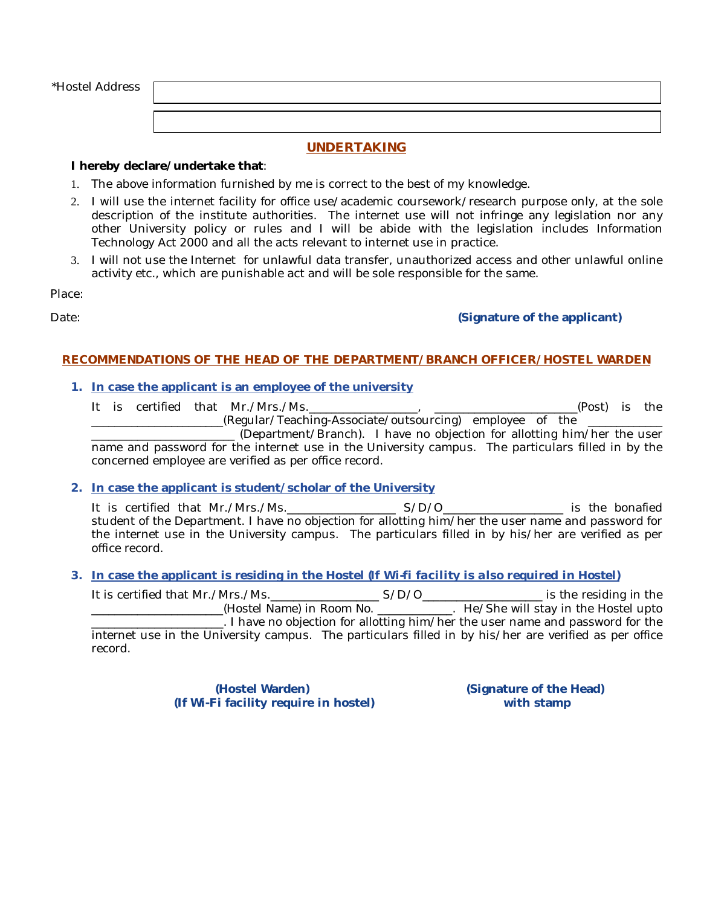*Hostel Address

| |
|---|
| |
| |

## UNDERTAKING

**I hereby declare/undertake that**:

1. The above information furnished by me is correct to the best of my knowledge.
2. I will use the internet facility for office use/academic coursework/research purpose only, at the sole description of the institute authorities. The internet use will not infringe any legislation nor any other University policy or rules and I will be abide with the legislation includes Information Technology Act 2000 and all the acts relevant to internet use in practice.
3. I will not use the Internet for unlawful data transfer, unauthorized access and other unlawful online activity etc., which are punishable act and will be sole responsible for the same.

Place:

Date: **(Signature of the applicant)**

## RECOMMENDATIONS OF THE HEAD OF THE DEPARTMENT/BRANCH OFFICER/HOSTEL WARDEN

### 1. In case the applicant is an employee of the university

It is certified that Mr./Mrs./Ms.__________________, ________________________(Post) is the _____________________(Regular/Teaching-Associate/outsourcing) employee of the ____________ _______________________ (Department/Branch). I have no objection for allotting him/her the user name and password for the internet use in the University campus. The particulars filled in by the concerned employee are verified as per office record.

### 2. In case the applicant is student/scholar of the University

It is certified that Mr./Mrs./Ms.__________________ S/D/O____________________ is the bonafied student of the Department. I have no objection for allotting him/her the user name and password for the internet use in the University campus. The particulars filled in by his/her are verified as per office record.

### 3. In case the applicant is residing in the Hostel (*If Wi-fi facility is also required in Hostel*)

It is certified that Mr./Mrs./Ms.__________________ S/D/O____________________ is the residing in the _____________________(Hostel Name) in Room No. _____________. He/She will stay in the Hostel upto ______________________. I have no objection for allotting him/her the user name and password for the internet use in the University campus. The particulars filled in by his/her are verified as per office record.

**(Hostel Warden)**
**(If Wi-Fi facility require in hostel)**

**(Signature of the Head)**
**with stamp**